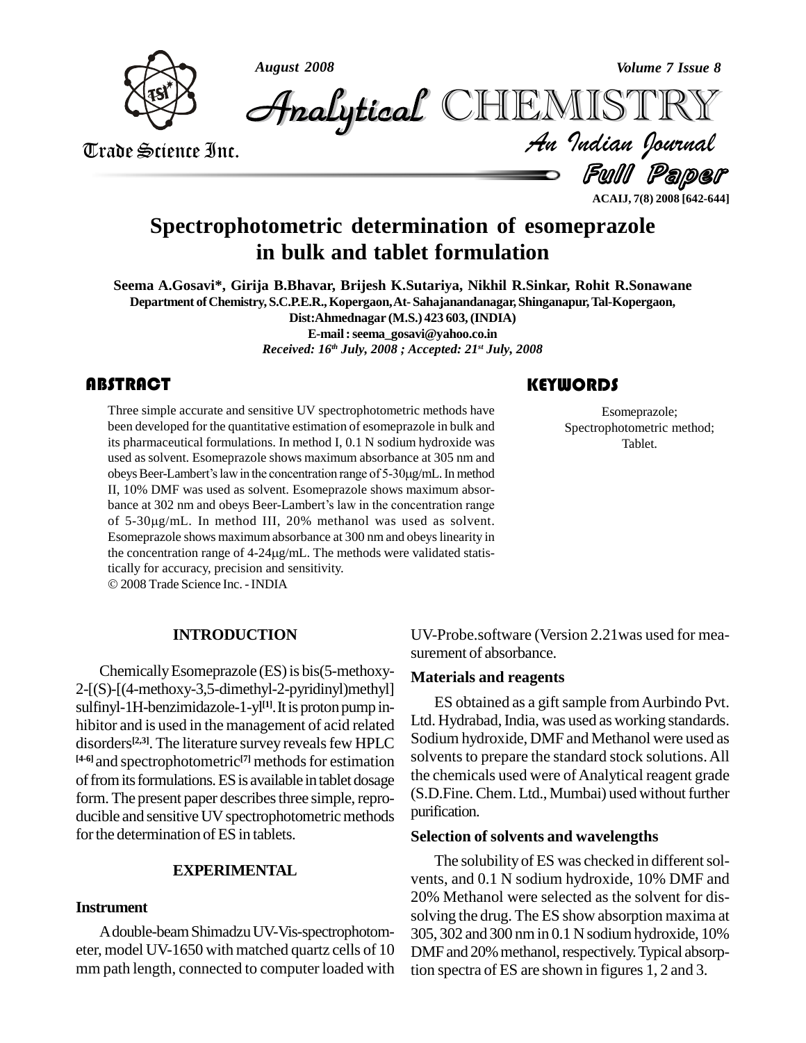# Spectrophotometric determination of esomeprazole in bulk and tablet formulation

**Seema A.Gosavi\*, Girija B.Bhavar, Brijesh K.Sutariya, Nikhil R.Sinkar, Rohit R.Sonawane**

Department of Chemistry, S.C.P.E.R., Kopergaon, At- Sahajanandanagar, Shinganapur, Tal-Kopergaon, Dist:Ahmednagar (M.S.) 423 603, (INDIA)

E-mail : seema_gosavi@yahoo.co.in

*Received: 16th July, 2008 ; Accepted: 21st July, 2008*

## ABSTRACT

Three simple accurate and sensitive UV spectrophotometric methods have been developed for the quantitative estimation of esomeprazole in bulk and its pharmaceutical formulations. In method I, 0.1 N sodium hydroxide was used as solvent. Esomeprazole shows maximum absorbance at 305 nm and obeys Beer-Lambert's law in the concentration range of 5-30μg/mL. In method II, 10% DMF was used as solvent. Esomeprazole shows maximum absorbance at 302 nm and obeys Beer-Lambert's law in the concentration range of 5-30μg/mL. In method III, 20% methanol was used as solvent. Esomeprazole shows maximum absorbance at 300 nm and obeys linearity in the concentration range of 4-24μg/mL. The methods were validated statistically for accuracy, precision and sensitivity.

© 2008 Trade Science Inc. - INDIA

## KEYWORDS

Esomeprazole;
Spectrophotometric method;
Tablet.

## INTRODUCTION

Chemically Esomeprazole (ES) is bis(5-methoxy-2-[(S)-[(4-methoxy-3,5-dimethyl-2-pyridinyl)methyl] sulfinyl-1H-benzimidazole-1-yl[1]. It is proton pump inhibitor and is used in the management of acid related disorders[2,3]. The literature survey reveals few HPLC [4-6] and spectrophotometric[7] methods for estimation of from its formulations. ES is available in tablet dosage form. The present paper describes three simple, reproducible and sensitive UV spectrophotometric methods for the determination of ES in tablets.

## EXPERIMENTAL

### Instrument

A double-beam Shimadzu UV-Vis-spectrophotometer, model UV-1650 with matched quartz cells of 10 mm path length, connected to computer loaded with UV-Probe.software (Version 2.21was used for measurement of absorbance.

### Materials and reagents

ES obtained as a gift sample from Aurbindo Pvt. Ltd. Hydrabad, India, was used as working standards. Sodium hydroxide, DMF and Methanol were used as solvents to prepare the standard stock solutions. All the chemicals used were of Analytical reagent grade (S.D.Fine. Chem. Ltd., Mumbai) used without further purification.

### Selection of solvents and wavelengths

The solubility of ES was checked in different solvents, and 0.1 N sodium hydroxide, 10% DMF and 20% Methanol were selected as the solvent for dissolving the drug. The ES show absorption maxima at 305, 302 and 300 nm in 0.1 N sodium hydroxide, 10% DMF and 20% methanol, respectively. Typical absorption spectra of ES are shown in figures 1, 2 and 3.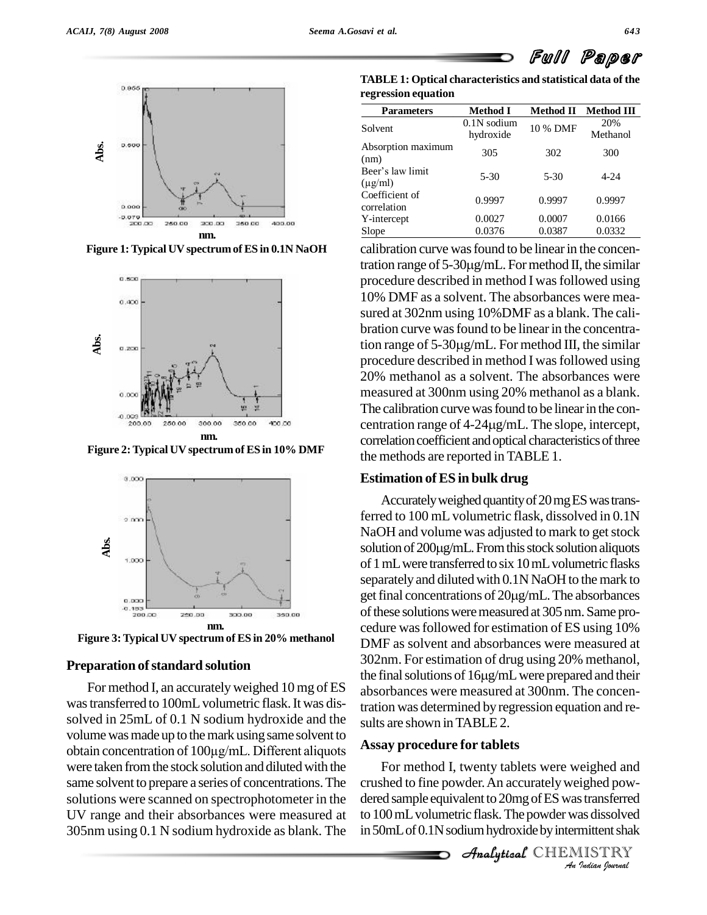Figure 1: Typical UV spectrum of ES in 0.1N NaOH

Figure 2: Typical UV spectrum of ES in 10% DMF

Figure 3: Typical UV spectrum of ES in 20% methanol

## Preparation of standard solution

For method I, an accurately weighed 10 mg of ES was transferred to 100mL volumetric flask. It was dissolved in 25mL of 0.1 N sodium hydroxide and the volume was made up to the mark using same solvent to obtain concentration of 100μg/mL. Different aliquots were taken from the stock solution and diluted with the same solvent to prepare a series of concentrations. The solutions were scanned on spectrophotometer in the UV range and their absorbances were measured at 305nm using 0.1 N sodium hydroxide as blank. The calibration curve was found to be linear in the concentration range of 5-30μg/mL. For method II, the similar procedure described in method I was followed using 10% DMF as a solvent. The absorbances were measured at 302nm using 10%DMF as a blank. The calibration curve was found to be linear in the concentration range of 5-30μg/mL. For method III, the similar procedure described in method I was followed using 20% methanol as a solvent. The absorbances were measured at 300nm using 20% methanol as a blank. The calibration curve was found to be linear in the concentration range of 4-24μg/mL. The slope, intercept, correlation coefficient and optical characteristics of three the methods are reported in TABLE 1.

**TABLE 1: Optical characteristics and statistical data of the regression equation**

| Parameters | Method I | Method II | Method III |
|---|---|---|---|
| Solvent | 0.1N sodium hydroxide | 10 % DMF | 20% Methanol |
| Absorption maximum (nm) | 305 | 302 | 300 |
| Beer's law limit (μg/ml) | 5-30 | 5-30 | 4-24 |
| Coefficient of correlation | 0.9997 | 0.9997 | 0.9997 |
| Y-intercept | 0.0027 | 0.0007 | 0.0166 |
| Slope | 0.0376 | 0.0387 | 0.0332 |

## Estimation of ES in bulk drug

Accurately weighed quantity of 20 mg ES was transferred to 100 mL volumetric flask, dissolved in 0.1N NaOH and volume was adjusted to mark to get stock solution of 200μg/mL. From this stock solution aliquots of 1 mL were transferred to six 10 mL volumetric flasks separately and diluted with 0.1N NaOH to the mark to get final concentrations of 20μg/mL. The absorbances of these solutions were measured at 305 nm. Same procedure was followed for estimation of ES using 10% DMF as solvent and absorbances were measured at 302nm. For estimation of drug using 20% methanol, the final solutions of 16μg/mL were prepared and their absorbances were measured at 300nm. The concentration was determined by regression equation and results are shown in TABLE 2.

## Assay procedure for tablets

For method I, twenty tablets were weighed and crushed to fine powder. An accurately weighed powdered sample equivalent to 20mg of ES was transferred to 100 mL volumetric flask. The powder was dissolved in 50mL of 0.1N sodium hydroxide by intermittent shak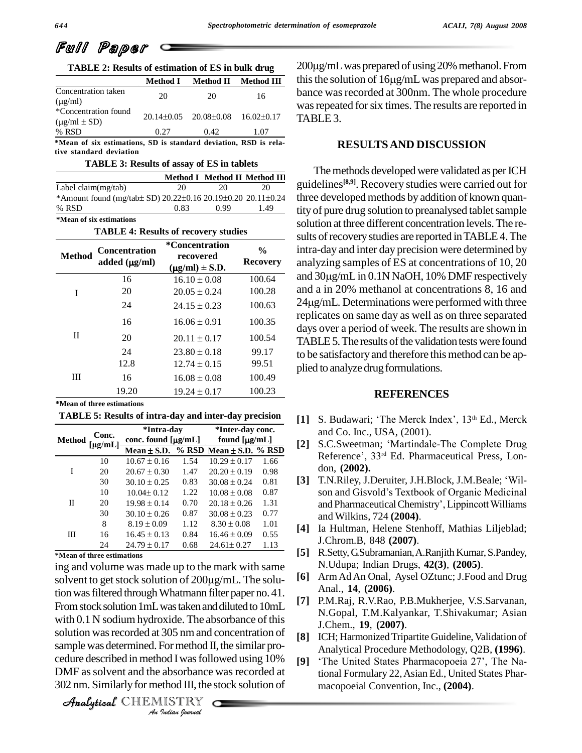**TABLE 2: Results of estimation of ES in bulk drug**

| | Method I | Method II | Method III |
|---|---|---|---|
| Concentration taken (μg/ml) | 20 | 20 | 16 |
| *Concentration found (μg/ml ± SD) | 20.14±0.05 | 20.08±0.08 | 16.02±0.17 |
| % RSD | 0.27 | 0.42 | 1.07 |

**\*Mean of six estimations, SD is standard deviation, RSD is relative standard deviation**

**TABLE 3: Results of assay of ES in tablets**

| | Method I | Method II | Method III |
|---|---|---|---|
| Label claim(mg/tab) | 20 | 20 | 20 |
| *Amount found (mg/tab± SD) | 20.22±0.16 | 20.19±0.20 | 20.11±0.24 |
| % RSD | 0.83 | 0.99 | 1.49 |

**\*Mean of six estimations**

**TABLE 4: Results of recovery studies**

| Method | Concentration added (μg/ml) | *Concentration recovered (μg/ml) ± S.D. | % Recovery |
|---|---|---|---|
| I | 16 | 16.10 ± 0.08 | 100.64 |
| | 20 | 20.05 ± 0.24 | 100.28 |
| | 24 | 24.15 ± 0.23 | 100.63 |
| II | 16 | 16.06 ± 0.91 | 100.35 |
| | 20 | 20.11 ± 0.17 | 100.54 |
| | 24 | 23.80 ± 0.18 | 99.17 |
| III | 12.8 | 12.74 ± 0.15 | 99.51 |
| | 16 | 16.08 ± 0.08 | 100.49 |
| | 19.20 | 19.24 ± 0.17 | 100.23 |

**\*Mean of three estimations**

**TABLE 5: Results of intra-day and inter-day precision**

| Method | Conc. [μg/mL] | *Intra-day conc. found [μg/mL] | | *Inter-day conc. found [μg/mL] | |
|---|---|---|---|---|---|
| | | Mean ± S.D. | % RSD | Mean ± S.D. | % RSD |
| I | 10 | 10.67 ± 0.16 | 1.54 | 10.29 ± 0.17 | 1.66 |
| | 20 | 20.67 ± 0.30 | 1.47 | 20.20 ± 0.19 | 0.98 |
| | 30 | 30.10 ± 0.25 | 0.83 | 30.08 ± 0.24 | 0.81 |
| II | 10 | 10.04± 0.12 | 1.22 | 10.08 ± 0.08 | 0.87 |
| | 20 | 19.98 ± 0.14 | 0.70 | 20.18 ± 0.26 | 1.31 |
| | 30 | 30.10 ± 0.26 | 0.87 | 30.08 ± 0.23 | 0.77 |
| III | 8 | 8.19 ± 0.09 | 1.12 | 8.30 ± 0.08 | 1.01 |
| | 16 | 16.45 ± 0.13 | 0.84 | 16.46 ± 0.09 | 0.55 |
| | 24 | 24.79 ± 0.17 | 0.68 | 24.61± 0.27 | 1.13 |

**\*Mean of three estimations**

ing and volume was made up to the mark with same solvent to get stock solution of 200μg/mL. The solution was filtered through Whatmann filter paper no. 41. From stock solution 1mL was taken and diluted to 10mL with 0.1 N sodium hydroxide. The absorbance of this solution was recorded at 305 nm and concentration of sample was determined. For method II, the similar procedure described in method I was followed using 10% DMF as solvent and the absorbance was recorded at 302 nm. Similarly for method III, the stock solution of 200μg/mL was prepared of using 20% methanol. From this the solution of 16μg/mL was prepared and absorbance was recorded at 300nm. The whole procedure was repeated for six times. The results are reported in TABLE 3.

## RESULTS AND DISCUSSION

The methods developed were validated as per ICH guidelines[8,9]. Recovery studies were carried out for three developed methods by addition of known quantity of pure drug solution to preanalysed tablet sample solution at three different concentration levels. The results of recovery studies are reported in TABLE 4. The intra-day and inter day precision were determined by analyzing samples of ES at concentrations of 10, 20 and 30μg/mL in 0.1N NaOH, 10% DMF respectively and a in 20% methanol at concentrations 8, 16 and 24μg/mL. Determinations were performed with three replicates on same day as well as on three separated days over a period of week. The results are shown in TABLE 5. The results of the validation tests were found to be satisfactory and therefore this method can be applied to analyze drug formulations.

## REFERENCES

**[1]** S. Budawari; 'The Merck Index', 13th Ed., Merck and Co. Inc., USA, (2001).

**[2]** S.C.Sweetman; 'Martindale-The Complete Drug Reference', 33rd Ed. Pharmaceutical Press, London, **(2002).**

**[3]** T.N.Riley, J.Deruiter, J.H.Block, J.M.Beale; 'Wilson and Gisvold's Textbook of Organic Medicinal and Pharmaceutical Chemistry', Lippincott Williams and Wilkins, 724 **(2004)**.

**[4]** Ia Hultman, Helene Stenhoff, Mathias Liljeblad; J.Chrom.B, 848 **(2007)**.

**[5]** R.Setty, G.Subramanian, A.Ranjith Kumar, S.Pandey, N.Udupa; Indian Drugs, **42(3)**, **(2005)**.

**[6]** Arm Ad An Onal, Aysel OZtunc; J.Food and Drug Anal., **14**, **(2006)**.

**[7]** P.M.Raj, R.V.Rao, P.B.Mukherjee, V.S.Sarvanan, N.Gopal, T.M.Kalyankar, T.Shivakumar; Asian J.Chem., **19**, **(2007)**.

**[8]** ICH; Harmonized Tripartite Guideline, Validation of Analytical Procedure Methodology, Q2B, **(1996)**.

**[9]** 'The United States Pharmacopoeia 27', The National Formulary 22, Asian Ed., United States Pharmacopoeial Convention, Inc., **(2004)**.